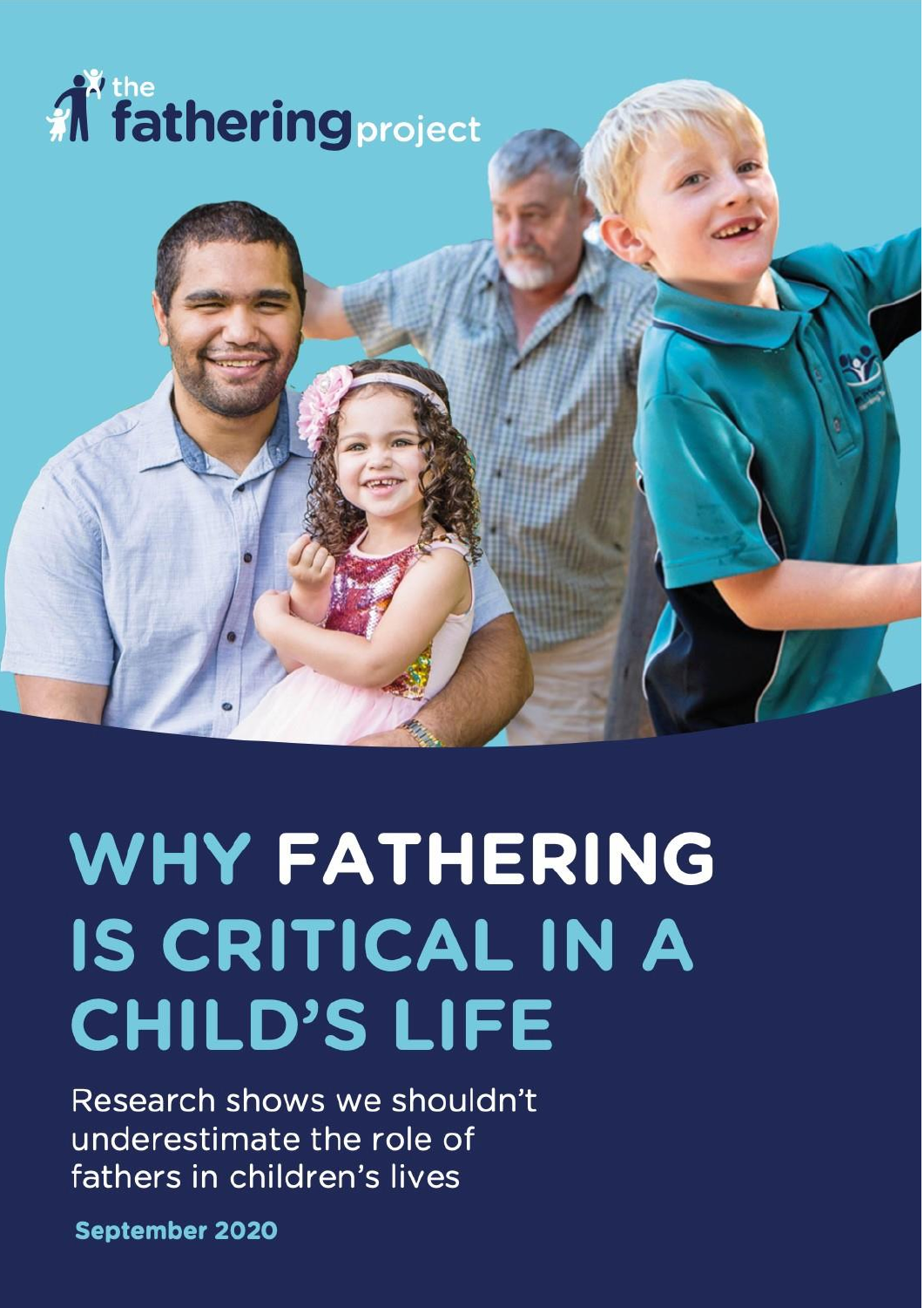the fathering project

# WHY FATHERING IS CRITICAL IN A CHILD'S LIFE

Research shows we shouldn't underestimate the role of fathers in children's lives

**September 2020**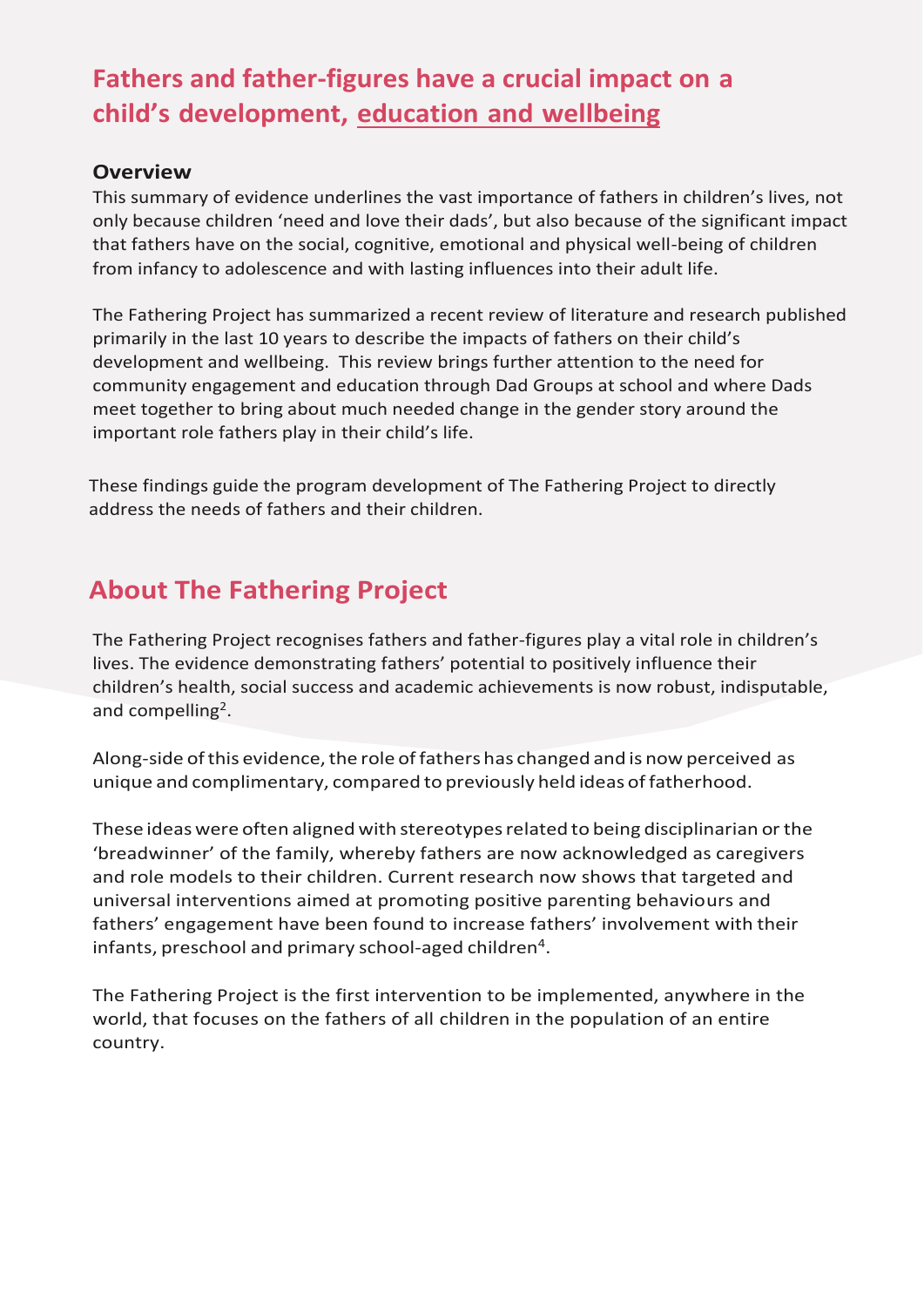## Fathers and father-figures have a crucial impact on a child's development, education and wellbeing

### Overview

This summary of evidence underlines the vast importance of fathers in children's lives, not only because children 'need and love their dads', but also because of the significant impact that fathers have on the social, cognitive, emotional and physical well-being of children from infancy to adolescence and with lasting influences into their adult life.

The Fathering Project has summarized a recent review of literature and research published primarily in the last 10 years to describe the impacts of fathers on their child's development and wellbeing. This review brings further attention to the need for community engagement and education through Dad Groups at school and where Dads meet together to bring about much needed change in the gender story around the important role fathers play in their child's life.

These findings guide the program development of The Fathering Project to directly address the needs of fathers and their children.

## About The Fathering Project

The Fathering Project recognises fathers and father-figures play a vital role in children's lives. The evidence demonstrating fathers' potential to positively influence their children's health, social success and academic achievements is now robust, indisputable, and compelling[2].

Along-side of this evidence, the role of fathers has changed and is now perceived as unique and complimentary, compared to previously held ideas of fatherhood.

These ideas were often aligned with stereotypes related to being disciplinarian or the 'breadwinner' of the family, whereby fathers are now acknowledged as caregivers and role models to their children. Current research now shows that targeted and universal interventions aimed at promoting positive parenting behaviours and fathers' engagement have been found to increase fathers' involvement with their infants, preschool and primary school-aged children[4].

The Fathering Project is the first intervention to be implemented, anywhere in the world, that focuses on the fathers of all children in the population of an entire country.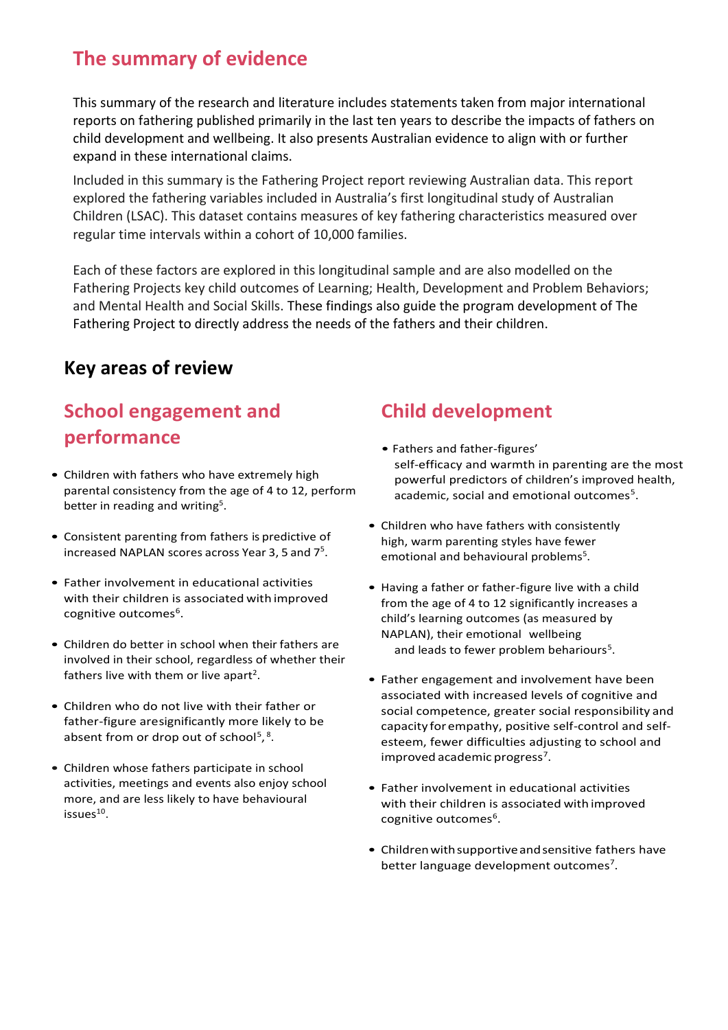## The summary of evidence

This summary of the research and literature includes statements taken from major international reports on fathering published primarily in the last ten years to describe the impacts of fathers on child development and wellbeing. It also presents Australian evidence to align with or further expand in these international claims.

Included in this summary is the Fathering Project report reviewing Australian data. This report explored the fathering variables included in Australia's first longitudinal study of Australian Children (LSAC). This dataset contains measures of key fathering characteristics measured over regular time intervals within a cohort of 10,000 families.

Each of these factors are explored in this longitudinal sample and are also modelled on the Fathering Projects key child outcomes of Learning; Health, Development and Problem Behaviors; and Mental Health and Social Skills. These findings also guide the program development of The Fathering Project to directly address the needs of the fathers and their children.

## Key areas of review

### School engagement and performance

- Children with fathers who have extremely high parental consistency from the age of 4 to 12, perform better in reading and writing[5].
- Consistent parenting from fathers is predictive of increased NAPLAN scores across Year 3, 5 and 7[5].
- Father involvement in educational activities with their children is associated with improved cognitive outcomes[6].
- Children do better in school when their fathers are involved in their school, regardless of whether their fathers live with them or live apart[2].
- Children who do not live with their father or father-figure aresignificantly more likely to be absent from or drop out of school[5], [8].
- Children whose fathers participate in school activities, meetings and events also enjoy school more, and are less likely to have behavioural issues[10].

### Child development

- Fathers and father-figures' self-efficacy and warmth in parenting are the most powerful predictors of children's improved health, academic, social and emotional outcomes[5].
- Children who have fathers with consistently high, warm parenting styles have fewer emotional and behavioural problems[5].
- Having a father or father-figure live with a child from the age of 4 to 12 significantly increases a child's learning outcomes (as measured by NAPLAN), their emotional wellbeing and leads to fewer problem behariours[5].
- Father engagement and involvement have been associated with increased levels of cognitive and social competence, greater social responsibility and capacity for empathy, positive self-control and self-esteem, fewer difficulties adjusting to school and improved academic progress[7].
- Father involvement in educational activities with their children is associated with improved cognitive outcomes[6].
- Children with supportive and sensitive fathers have better language development outcomes[7].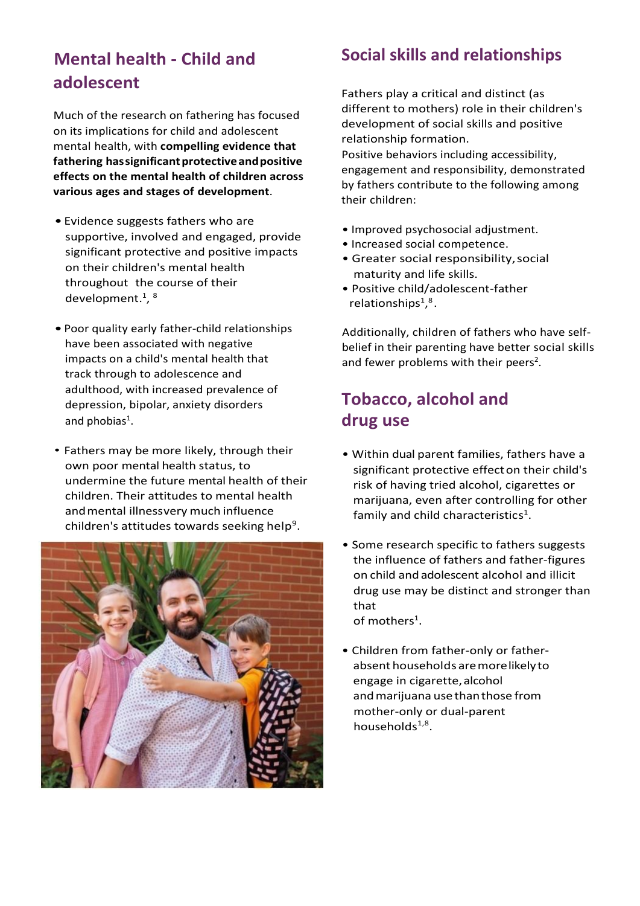## Mental health - Child and adolescent

Much of the research on fathering has focused on its implications for child and adolescent mental health, with **compelling evidence that fathering has significant protective and positive effects on the mental health of children across various ages and stages of development**.

- Evidence suggests fathers who are supportive, involved and engaged, provide significant protective and positive impacts on their children's mental health throughout the course of their development.[1, 8]
- Poor quality early father-child relationships have been associated with negative impacts on a child's mental health that track through to adolescence and adulthood, with increased prevalence of depression, bipolar, anxiety disorders and phobias[1].
- Fathers may be more likely, through their own poor mental health status, to undermine the future mental health of their children. Their attitudes to mental health and mental illness very much influence children's attitudes towards seeking help[9].

## Social skills and relationships

Fathers play a critical and distinct (as different to mothers) role in their children's development of social skills and positive relationship formation.
Positive behaviors including accessibility, engagement and responsibility, demonstrated by fathers contribute to the following among their children:

- Improved psychosocial adjustment.
- Increased social competence.
- Greater social responsibility, social maturity and life skills.
- Positive child/adolescent-father relationships[1,8].

Additionally, children of fathers who have self-belief in their parenting have better social skills and fewer problems with their peers[2].

## Tobacco, alcohol and drug use

- Within dual parent families, fathers have a significant protective effect on their child's risk of having tried alcohol, cigarettes or marijuana, even after controlling for other family and child characteristics[1].
- Some research specific to fathers suggests the influence of fathers and father-figures on child and adolescent alcohol and illicit drug use may be distinct and stronger than that of mothers[1].
- Children from father-only or father-absent households are more likely to engage in cigarette, alcohol and marijuana use than those from mother-only or dual-parent households[1,8].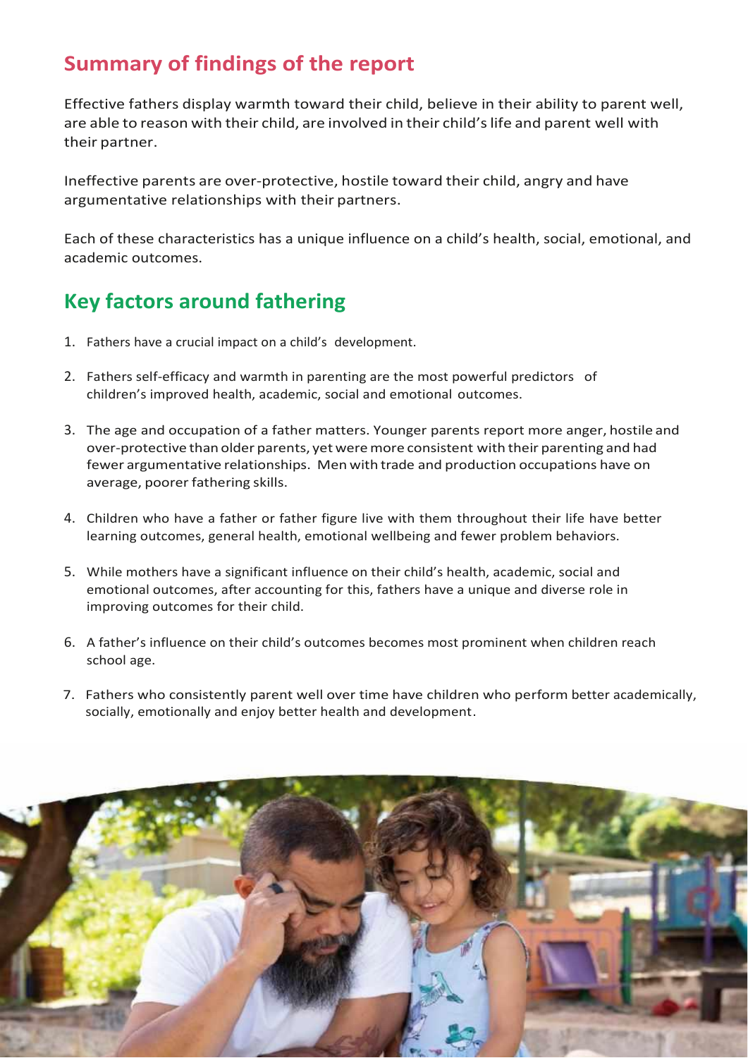## Summary of findings of the report

Effective fathers display warmth toward their child, believe in their ability to parent well, are able to reason with their child, are involved in their child's life and parent well with their partner.

Ineffective parents are over-protective, hostile toward their child, angry and have argumentative relationships with their partners.

Each of these characteristics has a unique influence on a child's health, social, emotional, and academic outcomes.

## Key factors around fathering

1. Fathers have a crucial impact on a child's development.
2. Fathers self-efficacy and warmth in parenting are the most powerful predictors of children's improved health, academic, social and emotional outcomes.
3. The age and occupation of a father matters. Younger parents report more anger, hostile and over-protective than older parents, yet were more consistent with their parenting and had fewer argumentative relationships. Men with trade and production occupations have on average, poorer fathering skills.
4. Children who have a father or father figure live with them throughout their life have better learning outcomes, general health, emotional wellbeing and fewer problem behaviors.
5. While mothers have a significant influence on their child's health, academic, social and emotional outcomes, after accounting for this, fathers have a unique and diverse role in improving outcomes for their child.
6. A father's influence on their child's outcomes becomes most prominent when children reach school age.
7. Fathers who consistently parent well over time have children who perform better academically, socially, emotionally and enjoy better health and development.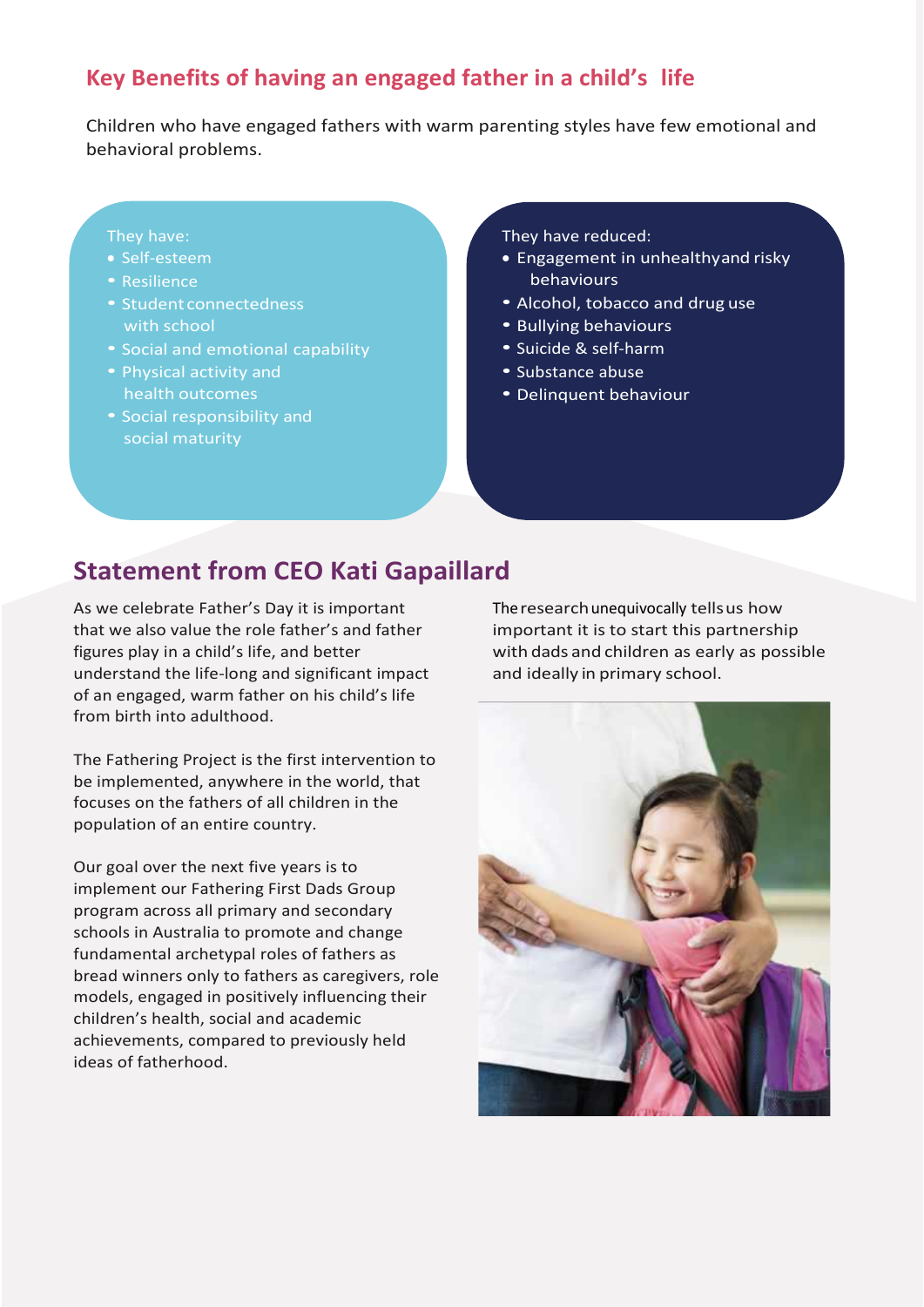## Key Benefits of having an engaged father in a child's life

Children who have engaged fathers with warm parenting styles have few emotional and behavioral problems.

They have:

- Self-esteem
- Resilience
- Student connectedness with school
- Social and emotional capability
- Physical activity and health outcomes
- Social responsibility and social maturity

They have reduced:

- Engagement in unhealthyand risky behaviours
- Alcohol, tobacco and drug use
- Bullying behaviours
- Suicide & self-harm
- Substance abuse
- Delinquent behaviour

## Statement from CEO Kati Gapaillard

As we celebrate Father's Day it is important that we also value the role father's and father figures play in a child's life, and better understand the life-long and significant impact of an engaged, warm father on his child's life from birth into adulthood.

The Fathering Project is the first intervention to be implemented, anywhere in the world, that focuses on the fathers of all children in the population of an entire country.

Our goal over the next five years is to implement our Fathering First Dads Group program across all primary and secondary schools in Australia to promote and change fundamental archetypal roles of fathers as bread winners only to fathers as caregivers, role models, engaged in positively influencing their children's health, social and academic achievements, compared to previously held ideas of fatherhood.

The research unequivocally tells us how important it is to start this partnership with dads and children as early as possible and ideally in primary school.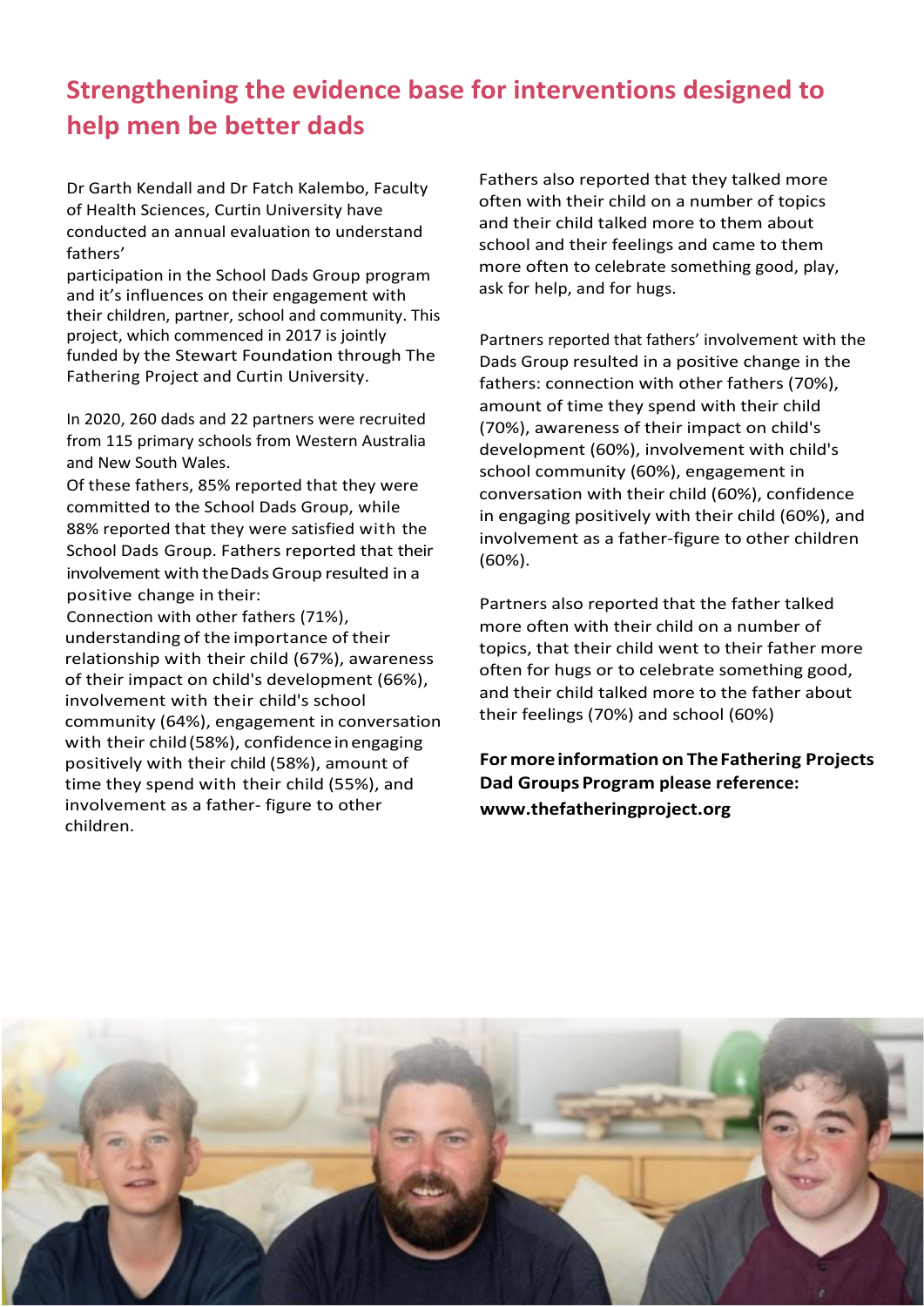## Strengthening the evidence base for interventions designed to help men be better dads

Dr Garth Kendall and Dr Fatch Kalembo, Faculty of Health Sciences, Curtin University have conducted an annual evaluation to understand fathers' participation in the School Dads Group program and it's influences on their engagement with their children, partner, school and community. This project, which commenced in 2017 is jointly funded by the Stewart Foundation through The Fathering Project and Curtin University.

In 2020, 260 dads and 22 partners were recruited from 115 primary schools from Western Australia and New South Wales.

Of these fathers, 85% reported that they were committed to the School Dads Group, while 88% reported that they were satisfied with the School Dads Group. Fathers reported that their involvement with the Dads Group resulted in a positive change in their:

Connection with other fathers (71%), understanding of the importance of their relationship with their child (67%), awareness of their impact on child's development (66%), involvement with their child's school community (64%), engagement in conversation with their child (58%), confidence in engaging positively with their child (58%), amount of time they spend with their child (55%), and involvement as a father- figure to other children.

Fathers also reported that they talked more often with their child on a number of topics and their child talked more to them about school and their feelings and came to them more often to celebrate something good, play, ask for help, and for hugs.

Partners reported that fathers' involvement with the Dads Group resulted in a positive change in the fathers: connection with other fathers (70%), amount of time they spend with their child (70%), awareness of their impact on child's development (60%), involvement with child's school community (60%), engagement in conversation with their child (60%), confidence in engaging positively with their child (60%), and involvement as a father-figure to other children (60%).

Partners also reported that the father talked more often with their child on a number of topics, that their child went to their father more often for hugs or to celebrate something good, and their child talked more to the father about their feelings (70%) and school (60%)

**For more information on The Fathering Projects Dad Groups Program please reference: www.thefatheringproject.org**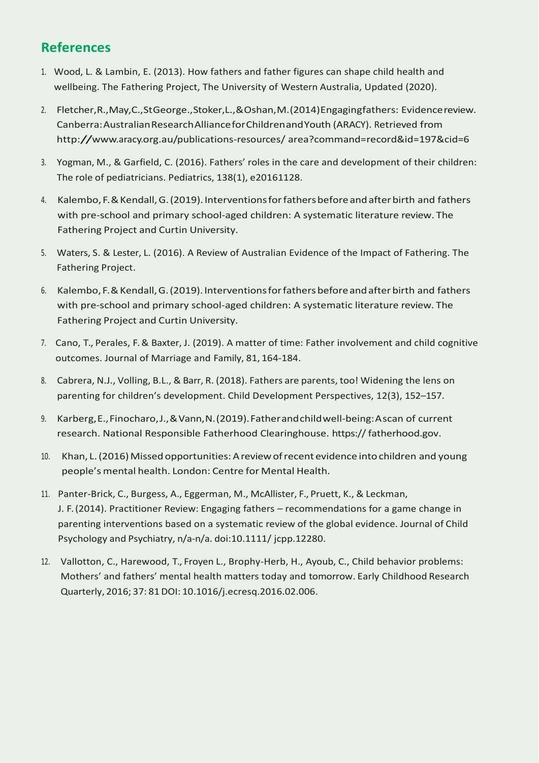## References

1. Wood, L. & Lambin, E. (2013). How fathers and father figures can shape child health and wellbeing. The Fathering Project, The University of Western Australia, Updated (2020).
2. Fletcher,R.,May,C.,StGeorge.,Stoker,L.,&Oshan,M.(2014)Engagingfathers: Evidencereview. Canberra:AustralianResearchAllianceforChildrenandYouth (ARACY). Retrieved from http://www.aracy.org.au/publications-resources/ area?command=record&id=197&cid=6
3. Yogman, M., & Garfield, C. (2016). Fathers' roles in the care and development of their children: The role of pediatricians. Pediatrics, 138(1), e20161128.
4. Kalembo, F. & Kendall, G. (2019). Interventions for fathers before and after birth and fathers with pre-school and primary school-aged children: A systematic literature review. The Fathering Project and Curtin University.
5. Waters, S. & Lester, L. (2016). A Review of Australian Evidence of the Impact of Fathering. The Fathering Project.
6. Kalembo, F. & Kendall, G. (2019). Interventions for fathers before and after birth and fathers with pre-school and primary school-aged children: A systematic literature review. The Fathering Project and Curtin University.
7. Cano, T., Perales, F. & Baxter, J. (2019). A matter of time: Father involvement and child cognitive outcomes. Journal of Marriage and Family, 81, 164-184.
8. Cabrera, N.J., Volling, B.L., & Barr, R. (2018). Fathers are parents, too! Widening the lens on parenting for children's development. Child Development Perspectives, 12(3), 152–157.
9. Karberg,E.,Finocharo,J.,&Vann,N.(2019).Fatherandchildwell-being:Ascan of current research. National Responsible Fatherhood Clearinghouse. https:// fatherhood.gov.
10. Khan, L. (2016) Missed opportunities: A review of recent evidence into children and young people's mental health. London: Centre for Mental Health.
11. Panter-Brick, C., Burgess, A., Eggerman, M., McAllister, F., Pruett, K., & Leckman, J. F. (2014). Practitioner Review: Engaging fathers – recommendations for a game change in parenting interventions based on a systematic review of the global evidence. Journal of Child Psychology and Psychiatry, n/a-n/a. doi:10.1111/ jcpp.12280.
12. Vallotton, C., Harewood, T., Froyen L., Brophy-Herb, H., Ayoub, C., Child behavior problems: Mothers' and fathers' mental health matters today and tomorrow. Early Childhood Research Quarterly, 2016; 37: 81 DOI: 10.1016/j.ecresq.2016.02.006.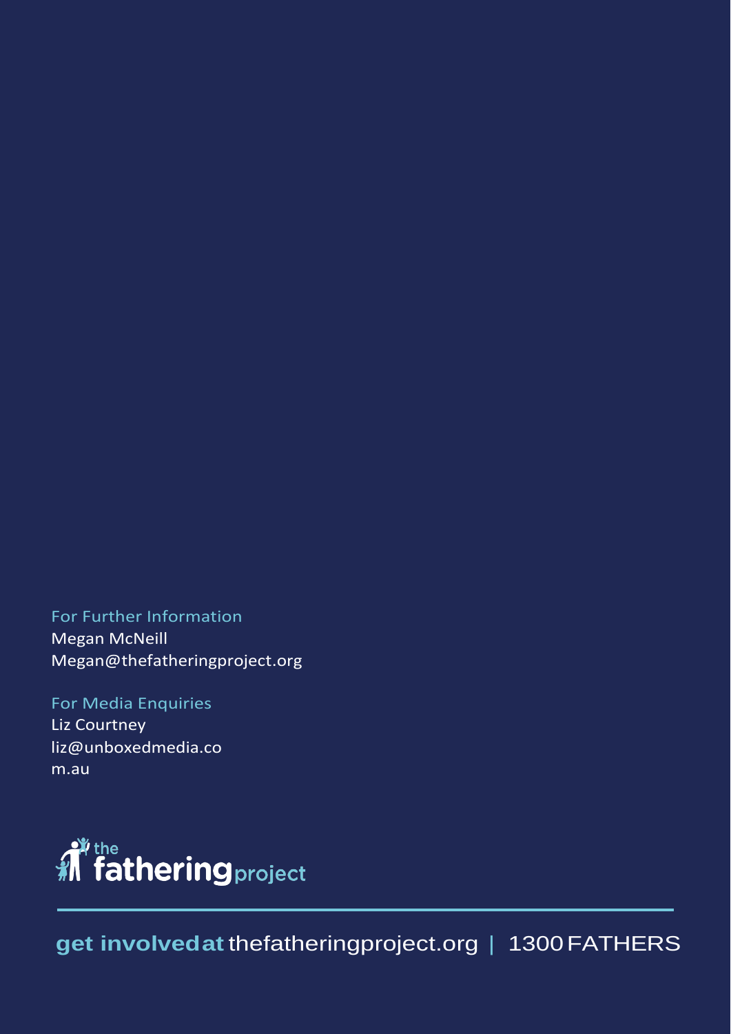For Further Information
Megan McNeill
Megan@thefatheringproject.org

For Media Enquiries
Liz Courtney
liz@unboxedmedia.co
m.au

the fathering project

**get involved at** thefatheringproject.org | 1300 FATHERS